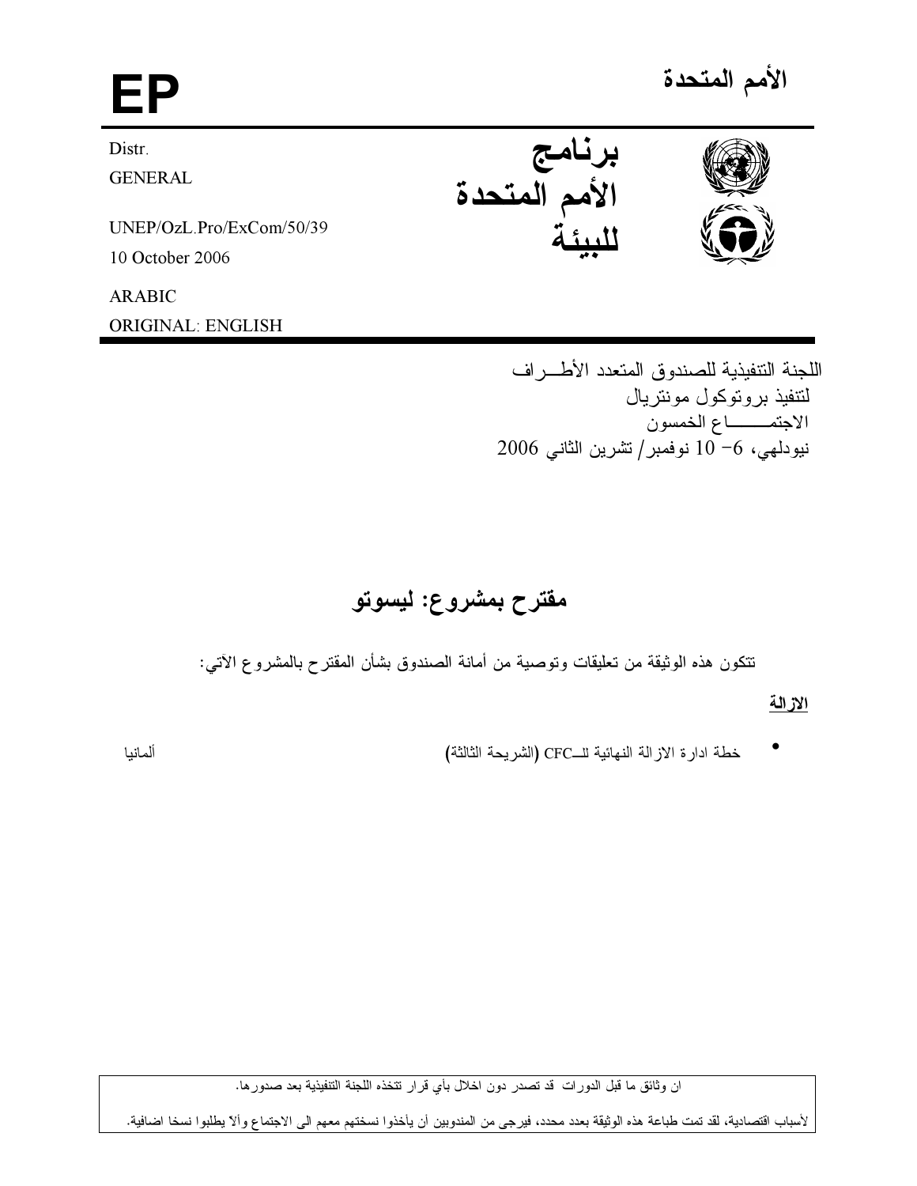# الأمم المتحدة

# EP

Distr.
GENERAL

UNEP/OzL.Pro/ExCom/50/39
10 October 2006

ARABIC
ORIGINAL: ENGLISH

**برنامج الأمم المتحدة للبيئة**

اللجنة التنفيذية للصندوق المتعدد الأطـراف
لتنفيذ بروتوكول مونتريال
الاجتمـــاع الخمسون
نيودلهي، 6- 10 نوفمبر/ تشرين الثاني 2006

## مقترح بمشروع: ليسوتو

تتكون هذه الوثيقة من تعليقات وتوصية من أمانة الصندوق بشأن المقترح بالمشروع الآتي:

**الازالة**

- خطة ادارة الازالة النهائية للـCFC (الشريحة الثالثة) — ألمانيا

ان وثائق ما قبل الدورات قد تصدر دون اخلال بأي قرار تتخذه اللجنة التنفيذية بعد صدورها.

لأسباب اقتصادية، لقد تمت طباعة هذه الوثيقة بعدد محدد، فيرجى من المندوبين أن يأخذوا نسختهم معهم الى الاجتماع وألا يطلبوا نسخا اضافية.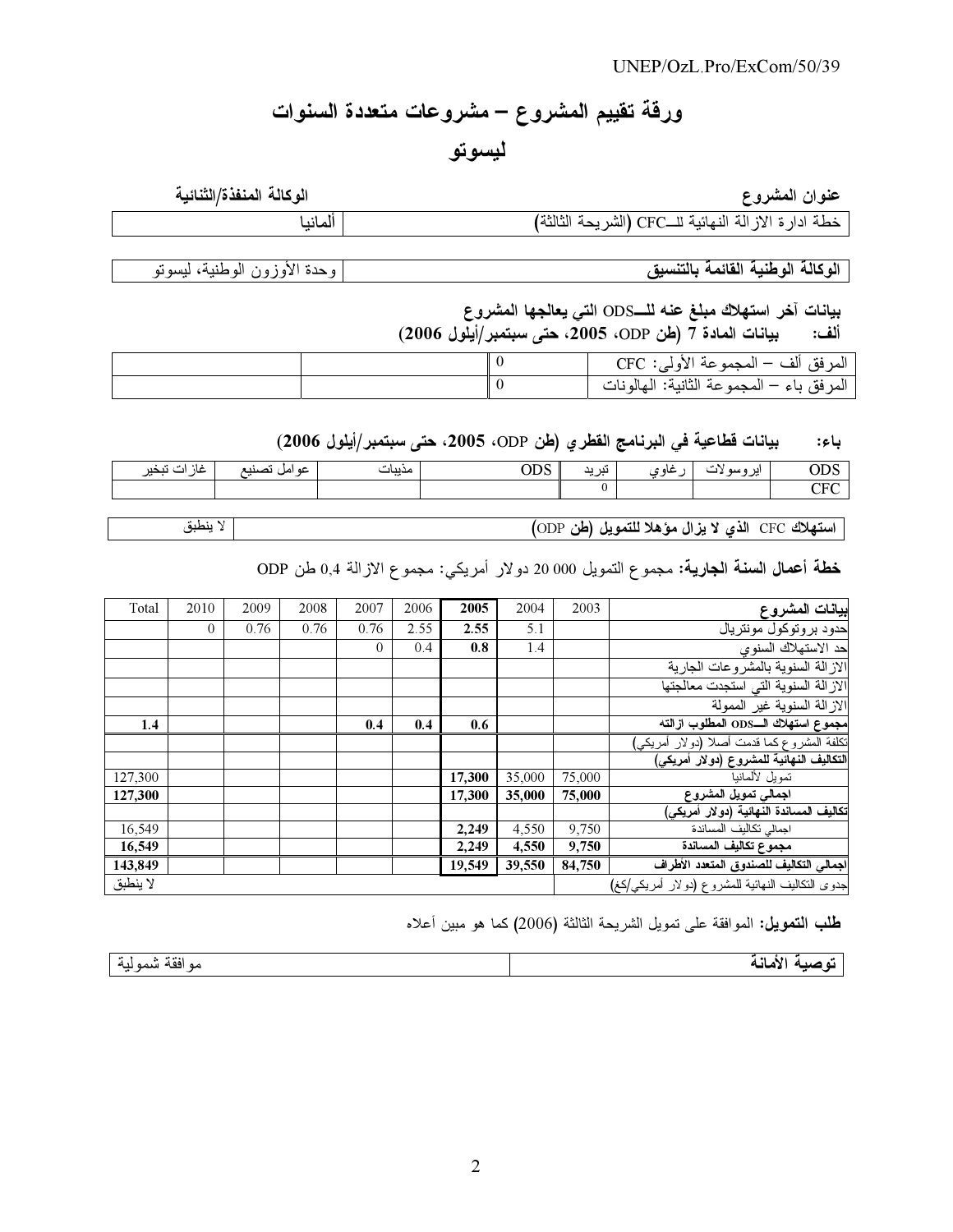# ورقة تقييم المشروع – مشروعات متعددة السنوات

## ليسوتو

| عنوان المشروع | الوكالة المنفذة/الثنائية |
|---|---|
| خطة ادارة الازالة النهائية للــCFC (الشريحة الثالثة) | ألمانيا |

| الوكالة الوطنية القائمة بالتنسيق | وحدة الأوزون الوطنية، ليسوتو |
|---|---|

**بيانات آخر استهلاك مبلغ عنه للــODS التي يعالجها المشروع**

**ألف: بيانات المادة 7 (طن ODP، 2005، حتى سبتمبر/أيلول 2006)**

| | | | |
|---|---|---|---|
| المرفق ألف – المجموعة الأولى: CFC | 0 | | |
| المرفق باء – المجموعة الثانية: الهالونات | 0 | | |

**باء: بيانات قطاعية في البرنامج القطري (طن ODP، 2005، حتى سبتمبر/أيلول 2006)**

| ODS | ايروسولات | رغاوي | تبريد | ODS | مذيبات | عوامل تصنيع | غازات تبخير |
|---|---|---|---|---|---|---|---|
| CFC | | | 0 | | | | |

| استهلاك CFC الذي لا يزال مؤهلا للتمويل (طن ODP) | لا ينطبق |
|---|---|

**خطة أعمال السنة الجارية:** مجموع التمويل 000 20 دولار أمريكي: مجموع الازالة 0,4 طن ODP

| بيانات المشروع | 2003 | 2004 | 2005 | 2006 | 2007 | 2008 | 2009 | 2010 | Total |
|---|---|---|---|---|---|---|---|---|---|
| حدود بروتوكول مونتريال | | 5.1 | 2.55 | 2.55 | 0.76 | 0.76 | 0.76 | 0 | |
| حد الاستهلاك السنوي | | 1.4 | 0.8 | 0.4 | 0 | | | | |
| الازالة السنوية بالمشروعات الجارية | | | | | | | | | |
| الازالة السنوية التي استجدت معالجتها | | | | | | | | | |
| الازالة السنوية غير الممولة | | | | | | | | | |
| **مجموع استهلاك الــODS المطلوب ازالته** | | | **0.6** | **0.4** | **0.4** | | | | **1.4** |
| تكلفة المشروع كما قدمت أصلا (دولار أمريكي) | | | | | | | | | |
| **التكاليف النهائية للمشروع (دولار امريكي)** | | | | | | | | | |
| تمويل لألمانيا | 75,000 | 35,000 | 17,300 | | | | | | 127,300 |
| **اجمالي تمويل المشروع** | **75,000** | **35,000** | **17,300** | | | | | | **127,300** |
| **تكاليف المساندة النهائية (دولار أمريكي)** | | | | | | | | | |
| اجمالي تكاليف المساندة | 9,750 | 4,550 | 2,249 | | | | | | 16,549 |
| **مجموع تكاليف المساندة** | **9,750** | **4,550** | **2,249** | | | | | | **16,549** |
| **اجمالي التكاليف للصندوق المتعدد الأطراف** | **84,750** | **39,550** | **19,549** | | | | | | **143,849** |
| جدوى التكاليف النهائية للمشروع (دولار أمريكي/كغ) | | | | | | | | | لا ينطبق |

**طلب التمويل:** الموافقة على تمويل الشريحة الثالثة (2006) كما هو مبين أعلاه

| توصية الأمانة | موافقة شمولية |
|---|---|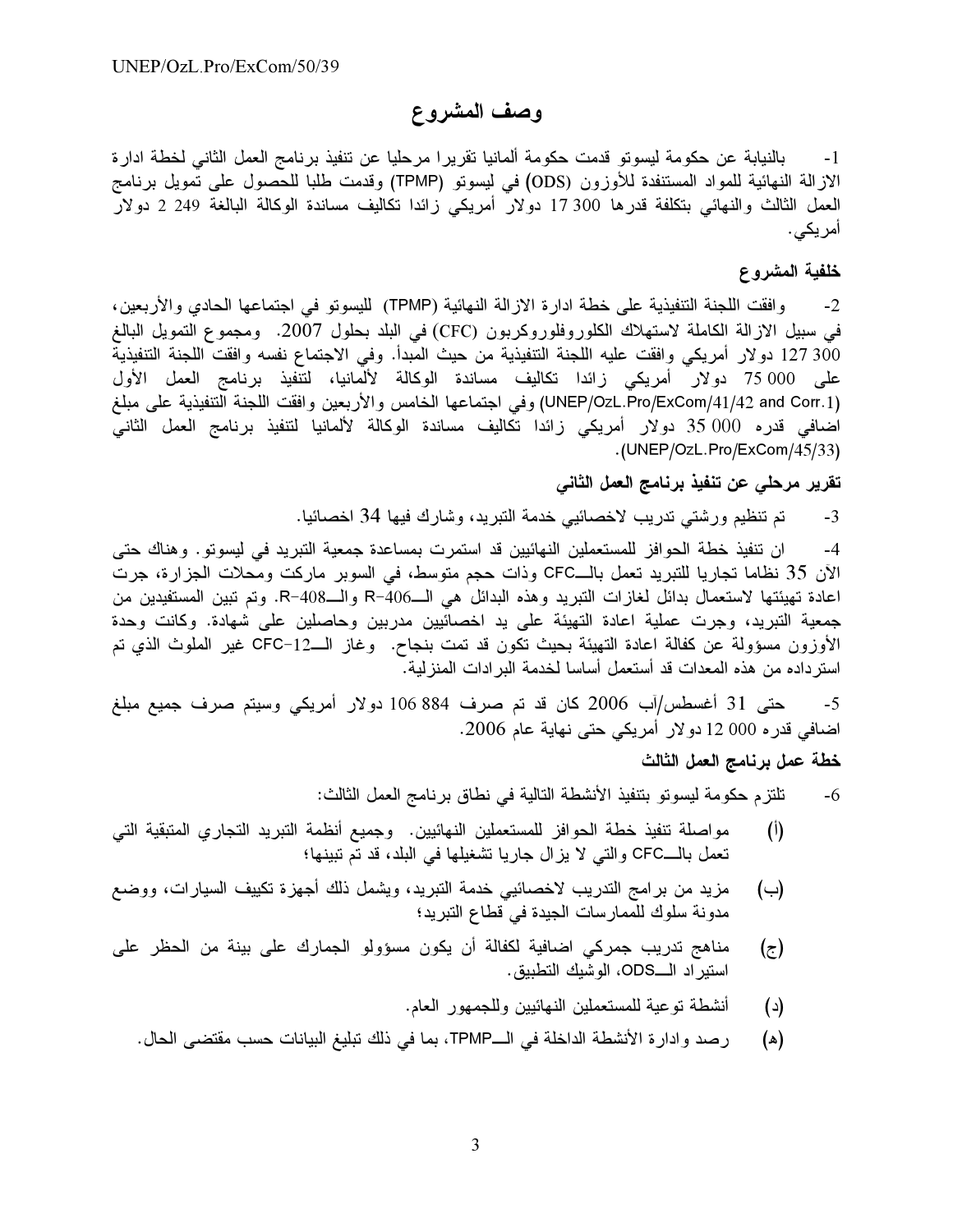# وصف المشروع

1- بالنيابة عن حكومة ليسوتو قدمت حكومة ألمانيا تقريرا مرحليا عن تنفيذ برنامج العمل الثاني لخطة ادارة الازالة النهائية للمواد المستنفدة للأوزون (ODS) في ليسوتو (TPMP) وقدمت طلبا للحصول على تمويل برنامج العمل الثالث والنهائي بتكلفة قدرها 300 17 دولار أمريكي زائدا تكاليف مساندة الوكالة البالغة 249 2 دولار أمريكي.

## خلفية المشروع

2- وافقت اللجنة التنفيذية على خطة ادارة الازالة النهائية (TPMP) لليسوتو في اجتماعها الحادي والأربعين، في سبيل الازالة الكاملة لاستهلاك الكلوروفلوروكربون (CFC) في البلد بحلول 2007. ومجموع التمويل البالغ 300 127 دولار أمريكي وافقت عليه اللجنة التنفيذية من حيث المبدأ. وفي الاجتماع نفسه وافقت اللجنة التنفيذية على 000 75 دولار أمريكي زائدا تكاليف مساندة الوكالة لألمانيا، لتنفيذ برنامج العمل الأول (UNEP/OzL.Pro/ExCom/41/42 and Corr.1) وفي اجتماعها الخامس والأربعين وافقت اللجنة التنفيذية على مبلغ اضافي قدره 000 35 دولار أمريكي زائدا تكاليف مساندة الوكالة لألمانيا لتنفيذ برنامج العمل الثاني (UNEP/OzL.Pro/ExCom/45/33).

## تقرير مرحلي عن تنفيذ برنامج العمل الثاني

3- تم تنظيم ورشتي تدريب لاخصائيي خدمة التبريد، وشارك فيها 34 اخصائيا.

4- ان تنفيذ خطة الحوافز للمستعملين النهائيين قد استمرت بمساعدة جمعية التبريد في ليسوتو. وهناك حتى الآن 35 نظاما تجاريا للتبريد تعمل بالـCFC وذات حجم متوسط، في السوبر ماركت ومحلات الجزارة، جرت اعادة تهيئتها لاستعمال بدائل لغازات التبريد وهذه البدائل هي الـR-406 والـR-408. وتم تبين المستفيدين من جمعية التبريد، وجرت عملية اعادة التهيئة على يد اخصائيين مدربين وحاصلين على شهادة. وكانت وحدة الأوزون مسؤولة عن كفالة اعادة التهيئة بحيث تكون قد تمت بنجاح. وغاز الـCFC-12 غير الملوث الذي تم استرداده من هذه المعدات قد أستعمل أساسا لخدمة البرادات المنزلية.

5- حتى 31 أغسطس/آب 2006 كان قد تم صرف 884 106 دولار أمريكي وسيتم صرف جميع مبلغ اضافي قدره 000 12 دولار أمريكي حتى نهاية عام 2006.

## خطة عمل برنامج العمل الثالث

6- تلتزم حكومة ليسوتو بتنفيذ الأنشطة التالية في نطاق برنامج العمل الثالث:

(أ) مواصلة تنفيذ خطة الحوافز للمستعملين النهائيين. وجميع أنظمة التبريد التجاري المتبقية التي تعمل بالـCFC والتي لا يزال جاريا تشغيلها في البلد، قد تم تبينها؛

(ب) مزيد من برامج التدريب لاخصائيي خدمة التبريد، ويشمل ذلك أجهزة تكييف السيارات، ووضع مدونة سلوك للممارسات الجيدة في قطاع التبريد؛

(ج) مناهج تدريب جمركي اضافية لكفالة أن يكون مسؤولو الجمارك على بينة من الحظر على استيراد الـODS، الوشيك التطبيق.

(د) أنشطة توعية للمستعملين النهائيين وللجمهور العام.

(هـ) رصد وادارة الأنشطة الداخلة في الـTPMP، بما في ذلك تبليغ البيانات حسب مقتضى الحال.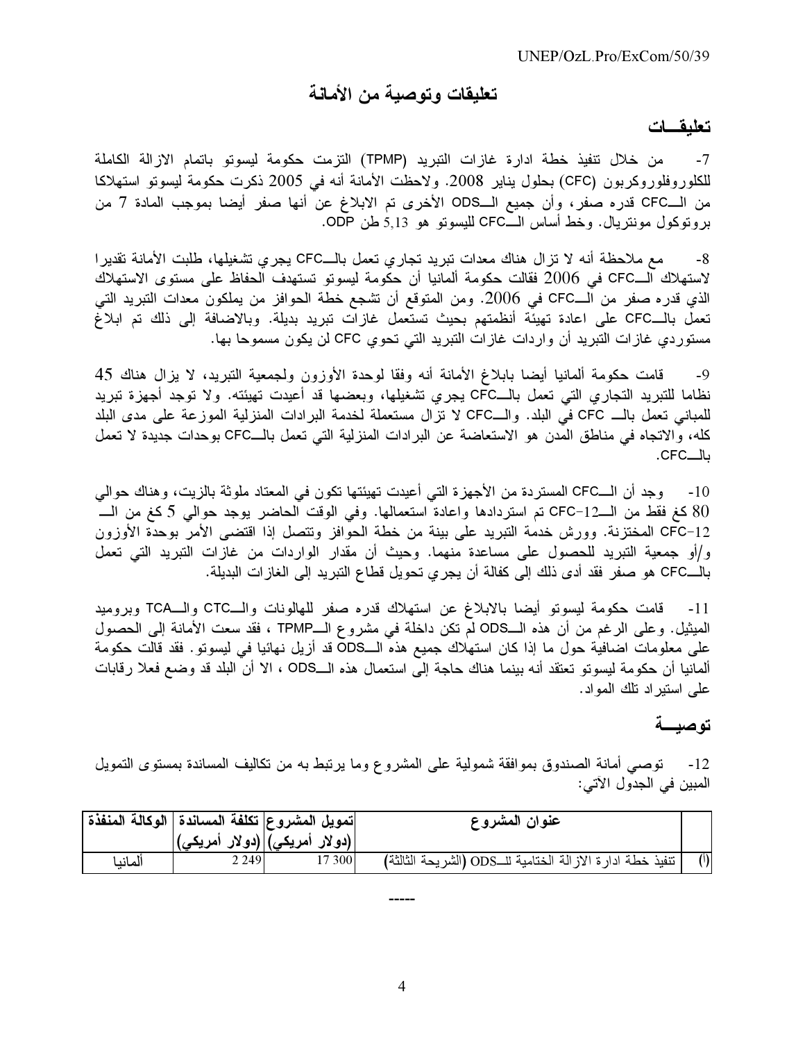# تعليقات وتوصية من الأمانة

## تعليقــات

7- من خلال تنفيذ خطة ادارة غازات التبريد (TPMP) التزمت حكومة ليسوتو باتمام الازالة الكاملة للكلوروفلوروكربون (CFC) بحلول يناير 2008. ولاحظت الأمانة أنه في 2005 ذكرت حكومة ليسوتو استهلاكا من الــCFC قدره صفر، وأن جميع الــODS الأخرى تم الابلاغ عن أنها صفر أيضا بموجب المادة 7 من بروتوكول مونتريال. وخط أساس الــCFC لليسوتو هو 5,13 طن ODP.

8- مع ملاحظة أنه لا تزال هناك معدات تبريد تجاري تعمل بالــCFC يجري تشغيلها، طلبت الأمانة تقديرا لاستهلاك الــCFC في 2006 فقالت حكومة ألمانيا أن حكومة ليسوتو تستهدف الحفاظ على مستوى الاستهلاك الذي قدره صفر من الــCFC في 2006. ومن المتوقع أن تشجع خطة الحوافز من يملكون معدات التبريد التي تعمل بالــCFC على اعادة تهيئة أنظمتهم بحيث تستعمل غازات تبريد بديلة. وبالاضافة إلى ذلك تم ابلاغ مستوردي غازات التبريد أن واردات غازات التبريد التي تحوي CFC لن يكون مسموحا بها.

9- قامت حكومة ألمانيا أيضا بابلاغ الأمانة أنه وفقا لوحدة الأوزون ولجمعية التبريد، لا يزال هناك 45 نظاما للتبريد التجاري التي تعمل بالــCFC يجري تشغيلها، وبعضها قد أعيدت تهيئته. ولا توجد أجهزة تبريد للمباني تعمل بالــ CFC في البلد. والــCFC لا تزال مستعملة لخدمة البرادات المنزلية الموزعة على مدى البلد كله، والاتجاه في مناطق المدن هو الاستعاضة عن البرادات المنزلية التي تعمل بالــCFC بوحدات جديدة لا تعمل بالــCFC.

10- وجد أن الــCFC المستردة من الأجهزة التي أعيدت تهيئتها تكون في المعتاد ملوثة بالزيت، وهناك حوالي 80 كغ فقط من الــCFC-12 تم استردادها واعادة استعمالها. وفي الوقت الحاضر يوجد حوالي 5 كغ من الــCFC-12 المختزنة. وورش خدمة التبريد على بينة من خطة الحوافز وتتصل إذا اقتضى الأمر بوحدة الأوزون و/أو جمعية التبريد للحصول على مساعدة منهما. وحيث أن مقدار الواردات من غازات التبريد التي تعمل بالــCFC هو صفر فقد أدى ذلك إلى كفالة أن يجري تحويل قطاع التبريد إلى الغازات البديلة.

11- قامت حكومة ليسوتو أيضا بالابلاغ عن استهلاك قدره صفر للهالونات والــCTC والــTCA وبروميد الميثيل. وعلى الرغم من أن هذه الــODS لم تكن داخلة في مشروع الــTPMP ، فقد سعت الأمانة إلى الحصول على معلومات اضافية حول ما إذا كان استهلاك جميع هذه الــODS قد أزيل نهائيا في ليسوتو. فقد قالت حكومة ألمانيا أن حكومة ليسوتو تعتقد أنه بينما هناك حاجة إلى استعمال هذه الــODS ، الا أن البلد قد وضع فعلا رقابات على استيراد تلك المواد.

## توصيــة

12- توصي أمانة الصندوق بموافقة شمولية على المشروع وما يرتبط به من تكاليف المساندة بمستوى التمويل المبين في الجدول الآتي:

| | عنوان المشروع | تمويل المشروع (دولار أمريكي) | تكلفة المساندة (دولار أمريكي) | الوكالة المنفذة |
|---|---|---|---|---|
| (أ) | تنفيذ خطة ادارة الازالة الختامية للــODS (الشريحة الثالثة) | 17 300 | 2 249 | ألمانيا |

-----